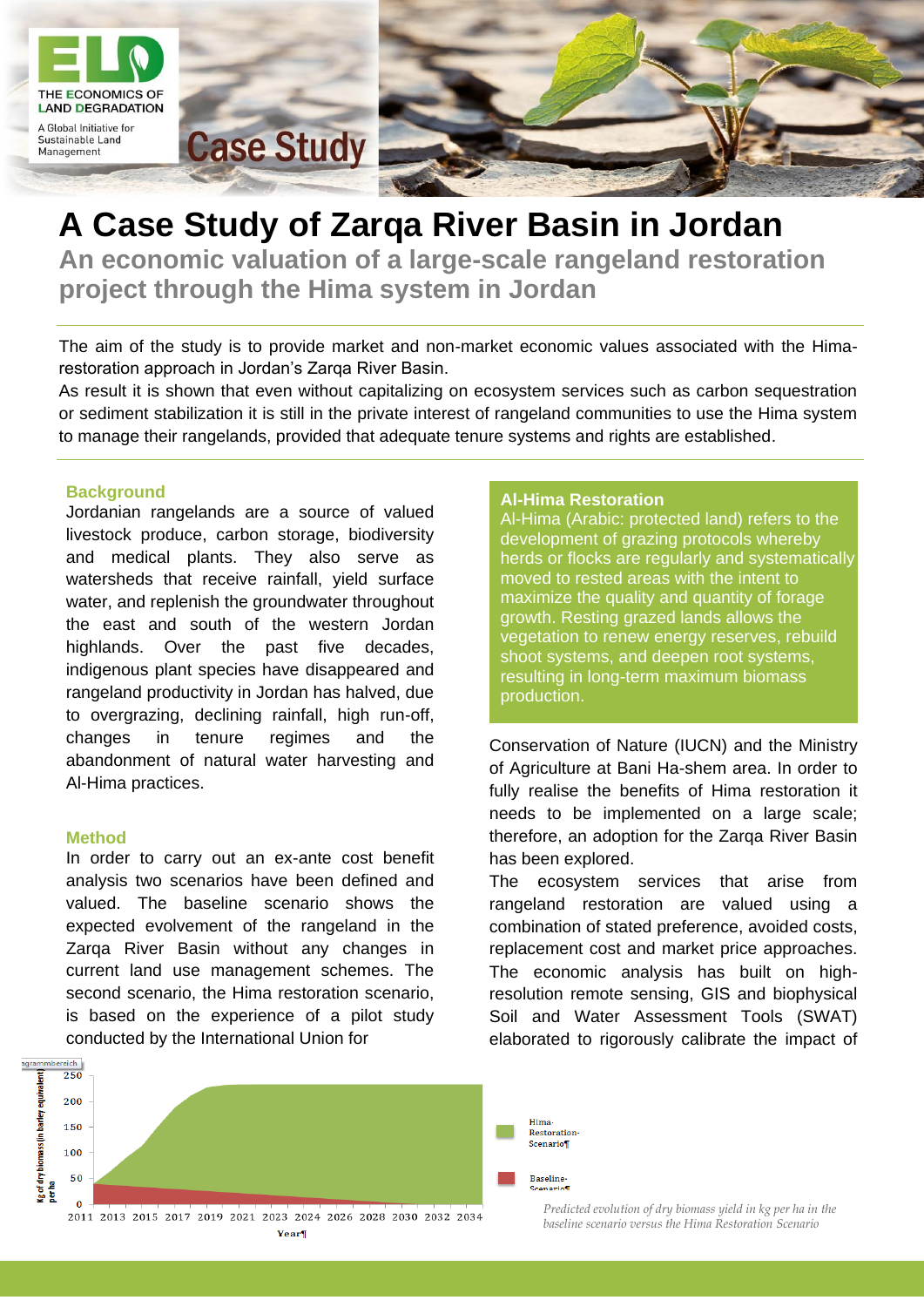# A Case Study of Zarqa River Basin in Jordan

## An economic valuation of a large-scale rangeland restoration project through the Hima system in Jordan

The aim of the study is to provide market and non-market economic values associated with the Hima-restoration approach in Jordan's Zarqa River Basin.

As result it is shown that even without capitalizing on ecosystem services such as carbon sequestration or sediment stabilization it is still in the private interest of rangeland communities to use the Hima system to manage their rangelands, provided that adequate tenure systems and rights are established.

### Background

Jordanian rangelands are a source of valued livestock produce, carbon storage, biodiversity and medical plants. They also serve as watersheds that receive rainfall, yield surface water, and replenish the groundwater throughout the east and south of the western Jordan highlands. Over the past five decades, indigenous plant species have disappeared and rangeland productivity in Jordan has halved, due to overgrazing, declining rainfall, high run-off, changes in tenure regimes and the abandonment of natural water harvesting and Al-Hima practices.

### Method

In order to carry out an ex-ante cost benefit analysis two scenarios have been defined and valued. The baseline scenario shows the expected evolvement of the rangeland in the Zarqa River Basin without any changes in current land use management schemes. The second scenario, the Hima restoration scenario, is based on the experience of a pilot study conducted by the International Union for Conservation of Nature (IUCN) and the Ministry of Agriculture at Bani Ha-shem area. In order to fully realise the benefits of Hima restoration it needs to be implemented on a large scale; therefore, an adoption for the Zarqa River Basin has been explored.

The ecosystem services that arise from rangeland restoration are valued using a combination of stated preference, avoided costs, replacement cost and market price approaches. The economic analysis has built on high-resolution remote sensing, GIS and biophysical Soil and Water Assessment Tools (SWAT) elaborated to rigorously calibrate the impact of

**Al-Hima Restoration**

Al-Hima (Arabic: protected land) refers to the development of grazing protocols whereby herds or flocks are regularly and systematically moved to rested areas with the intent to maximize the quality and quantity of forage growth. Resting grazed lands allows the vegetation to renew energy reserves, rebuild shoot systems, and deepen root systems, resulting in long-term maximum biomass production.

*Predicted evolution of dry biomass yield in kg per ha in the baseline scenario versus the Hima Restoration Scenario*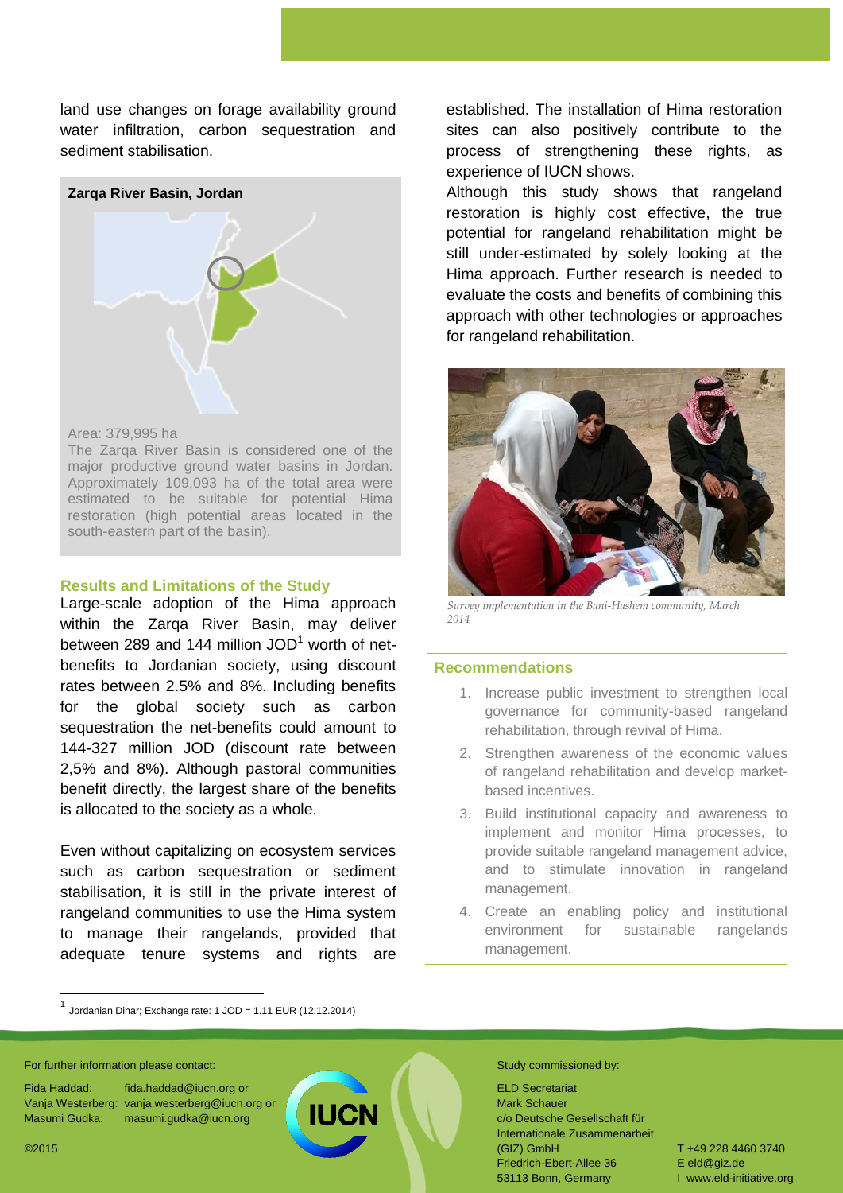land use changes on forage availability ground water infiltration, carbon sequestration and sediment stabilisation.

**Zarqa River Basin, Jordan**

Area: 379,995 ha

The Zarqa River Basin is considered one of the major productive ground water basins in Jordan. Approximately 109,093 ha of the total area were estimated to be suitable for potential Hima restoration (high potential areas located in the south-eastern part of the basin).

### Results and Limitations of the Study

Large-scale adoption of the Hima approach within the Zarqa River Basin, may deliver between 289 and 144 million JOD[1] worth of net-benefits to Jordanian society, using discount rates between 2.5% and 8%. Including benefits for the global society such as carbon sequestration the net-benefits could amount to 144-327 million JOD (discount rate between 2,5% and 8%). Although pastoral communities benefit directly, the largest share of the benefits is allocated to the society as a whole.

Even without capitalizing on ecosystem services such as carbon sequestration or sediment stabilisation, it is still in the private interest of rangeland communities to use the Hima system to manage their rangelands, provided that adequate tenure systems and rights are established. The installation of Hima restoration sites can also positively contribute to the process of strengthening these rights, as experience of IUCN shows.

Although this study shows that rangeland restoration is highly cost effective, the true potential for rangeland rehabilitation might be still under-estimated by solely looking at the Hima approach. Further research is needed to evaluate the costs and benefits of combining this approach with other technologies or approaches for rangeland rehabilitation.

*Survey implementation in the Bani-Hashem community, March 2014*

### Recommendations

1. Increase public investment to strengthen local governance for community-based rangeland rehabilitation, through revival of Hima.
2. Strengthen awareness of the economic values of rangeland rehabilitation and develop market-based incentives.
3. Build institutional capacity and awareness to implement and monitor Hima processes, to provide suitable rangeland management advice, and to stimulate innovation in rangeland management.
4. Create an enabling policy and institutional environment for sustainable rangelands management.

[1] Jordanian Dinar; Exchange rate: 1 JOD = 1.11 EUR (12.12.2014)

For further information please contact:

Fida Haddad: fida.haddad@iucn.org or
Vanja Westerberg: vanja.westerberg@iucn.org or
Masumi Gudka: masumi.gudka@iucn.org

©2015

Study commissioned by:

ELD Secretariat
Mark Schauer
c/o Deutsche Gesellschaft für Internationale Zusammenarbeit (GIZ) GmbH
Friedrich-Ebert-Allee 36
53113 Bonn, Germany

T +49 228 4460 3740
E eld@giz.de
I www.eld-initiative.org